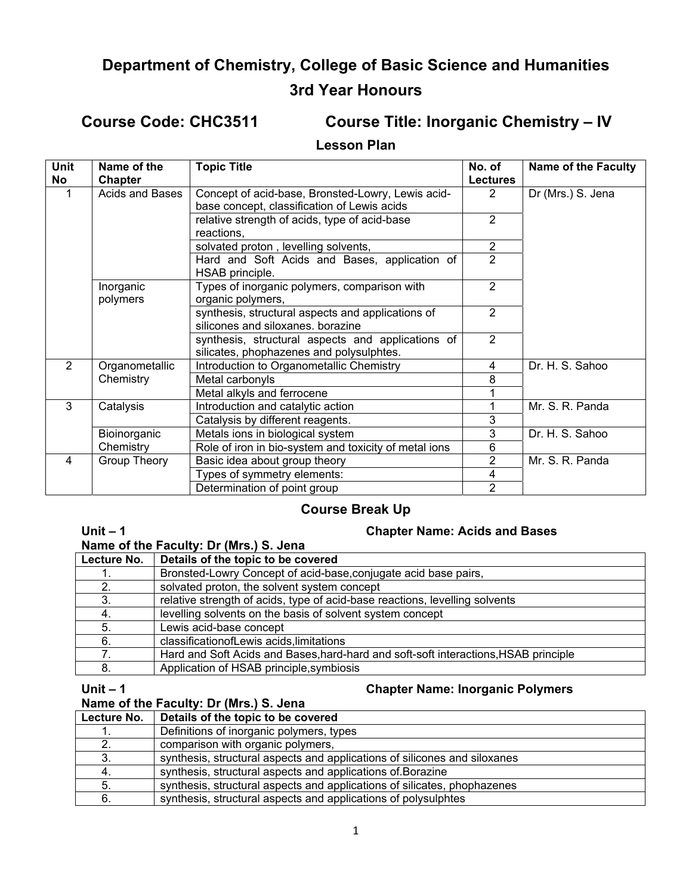# Department of Chemistry, College of Basic Science and Humanities

## 3rd Year Honours

## Course Code: CHC3511 Course Title: Inorganic Chemistry – IV

### Lesson Plan

| Unit No | Name of the Chapter | Topic Title | No. of Lectures | Name of the Faculty |
|---|---|---|---|---|
| 1 | Acids and Bases | Concept of acid-base, Bronsted-Lowry, Lewis acid-base concept, classification of Lewis acids | 2 | Dr (Mrs.) S. Jena |
| | | relative strength of acids, type of acid-base reactions, | 2 | |
| | | solvated proton , levelling solvents, | 2 | |
| | | Hard and Soft Acids and Bases, application of HSAB principle. | 2 | |
| | Inorganic polymers | Types of inorganic polymers, comparison with organic polymers, | 2 | |
| | | synthesis, structural aspects and applications of silicones and siloxanes. borazine | 2 | |
| | | synthesis, structural aspects and applications of silicates, phophazenes and polysulphtes. | 2 | |
| 2 | Organometallic Chemistry | Introduction to Organometallic Chemistry | 4 | Dr. H. S. Sahoo |
| | | Metal carbonyls | 8 | |
| | | Metal alkyls and ferrocene | 1 | |
| 3 | Catalysis | Introduction and catalytic action | 1 | Mr. S. R. Panda |
| | | Catalysis by different reagents. | 3 | |
| | Bioinorganic Chemistry | Metals ions in biological system | 3 | Dr. H. S. Sahoo |
| | | Role of iron in bio-system and toxicity of metal ions | 6 | |
| 4 | Group Theory | Basic idea about group theory | 2 | Mr. S. R. Panda |
| | | Types of symmetry elements: | 4 | |
| | | Determination of point group | 2 | |

### Course Break Up

**Unit – 1** **Chapter Name: Acids and Bases**

**Name of the Faculty: Dr (Mrs.) S. Jena**

| Lecture No. | Details of the topic to be covered |
|---|---|
| 1. | Bronsted-Lowry Concept of acid-base,conjugate acid base pairs, |
| 2. | solvated proton, the solvent system concept |
| 3. | relative strength of acids, type of acid-base reactions, levelling solvents |
| 4. | levelling solvents on the basis of solvent system concept |
| 5. | Lewis acid-base concept |
| 6. | classificationofLewis acids,limitations |
| 7. | Hard and Soft Acids and Bases,hard-hard and soft-soft interactions,HSAB principle |
| 8. | Application of HSAB principle,symbiosis |

**Unit – 1** **Chapter Name: Inorganic Polymers**

**Name of the Faculty: Dr (Mrs.) S. Jena**

| Lecture No. | Details of the topic to be covered |
|---|---|
| 1. | Definitions of inorganic polymers, types |
| 2. | comparison with organic polymers, |
| 3. | synthesis, structural aspects and applications of silicones and siloxanes |
| 4. | synthesis, structural aspects and applications of.Borazine |
| 5. | synthesis, structural aspects and applications of silicates, phophazenes |
| 6. | synthesis, structural aspects and applications of polysulphtes |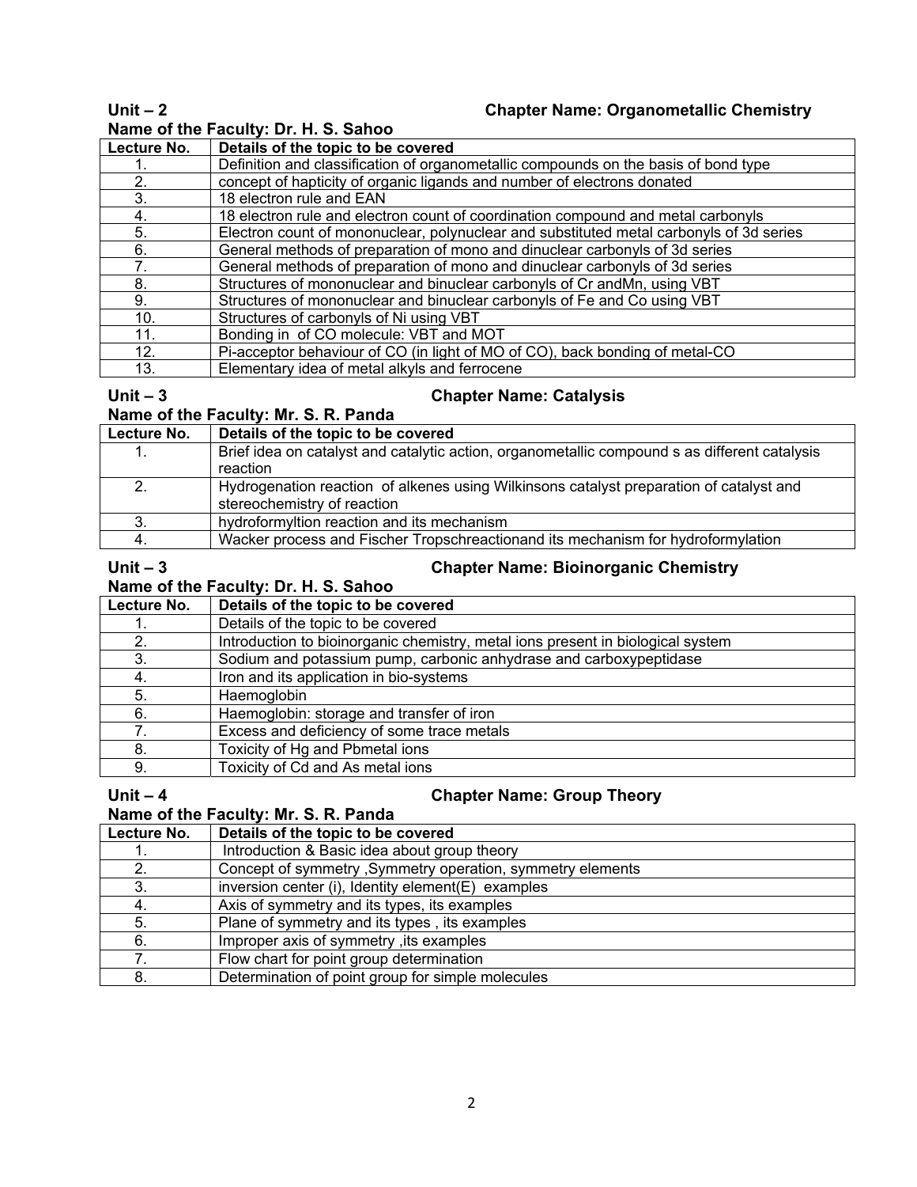**Unit – 2** **Chapter Name: Organometallic Chemistry**

**Name of the Faculty: Dr. H. S. Sahoo**

| Lecture No. | Details of the topic to be covered |
|---|---|
| 1. | Definition and classification of organometallic compounds on the basis of bond type |
| 2. | concept of hapticity of organic ligands and number of electrons donated |
| 3. | 18 electron rule and EAN |
| 4. | 18 electron rule and electron count of coordination compound and metal carbonyls |
| 5. | Electron count of mononuclear, polynuclear and substituted metal carbonyls of 3d series |
| 6. | General methods of preparation of mono and dinuclear carbonyls of 3d series |
| 7. | General methods of preparation of mono and dinuclear carbonyls of 3d series |
| 8. | Structures of mononuclear and binuclear carbonyls of Cr andMn, using VBT |
| 9. | Structures of mononuclear and binuclear carbonyls of Fe and Co using VBT |
| 10. | Structures of carbonyls of Ni using VBT |
| 11. | Bonding in of CO molecule: VBT and MOT |
| 12. | Pi-acceptor behaviour of CO (in light of MO of CO), back bonding of metal-CO |
| 13. | Elementary idea of metal alkyls and ferrocene |

**Unit – 3** **Chapter Name: Catalysis**

**Name of the Faculty: Mr. S. R. Panda**

| Lecture No. | Details of the topic to be covered |
|---|---|
| 1. | Brief idea on catalyst and catalytic action, organometallic compound s as different catalysis reaction |
| 2. | Hydrogenation reaction of alkenes using Wilkinsons catalyst preparation of catalyst and stereochemistry of reaction |
| 3. | hydroformyltion reaction and its mechanism |
| 4. | Wacker process and Fischer Tropschreactionand its mechanism for hydroformylation |

**Unit – 3** **Chapter Name: Bioinorganic Chemistry**

**Name of the Faculty: Dr. H. S. Sahoo**

| Lecture No. | Details of the topic to be covered |
|---|---|
| 1. | Details of the topic to be covered |
| 2. | Introduction to bioinorganic chemistry, metal ions present in biological system |
| 3. | Sodium and potassium pump, carbonic anhydrase and carboxypeptidase |
| 4. | Iron and its application in bio-systems |
| 5. | Haemoglobin |
| 6. | Haemoglobin: storage and transfer of iron |
| 7. | Excess and deficiency of some trace metals |
| 8. | Toxicity of Hg and Pbmetal ions |
| 9. | Toxicity of Cd and As metal ions |

**Unit – 4** **Chapter Name: Group Theory**

**Name of the Faculty: Mr. S. R. Panda**

| Lecture No. | Details of the topic to be covered |
|---|---|
| 1. | Introduction & Basic idea about group theory |
| 2. | Concept of symmetry ,Symmetry operation, symmetry elements |
| 3. | inversion center (i), Identity element(E) examples |
| 4. | Axis of symmetry and its types, its examples |
| 5. | Plane of symmetry and its types , its examples |
| 6. | Improper axis of symmetry ,its examples |
| 7. | Flow chart for point group determination |
| 8. | Determination of point group for simple molecules |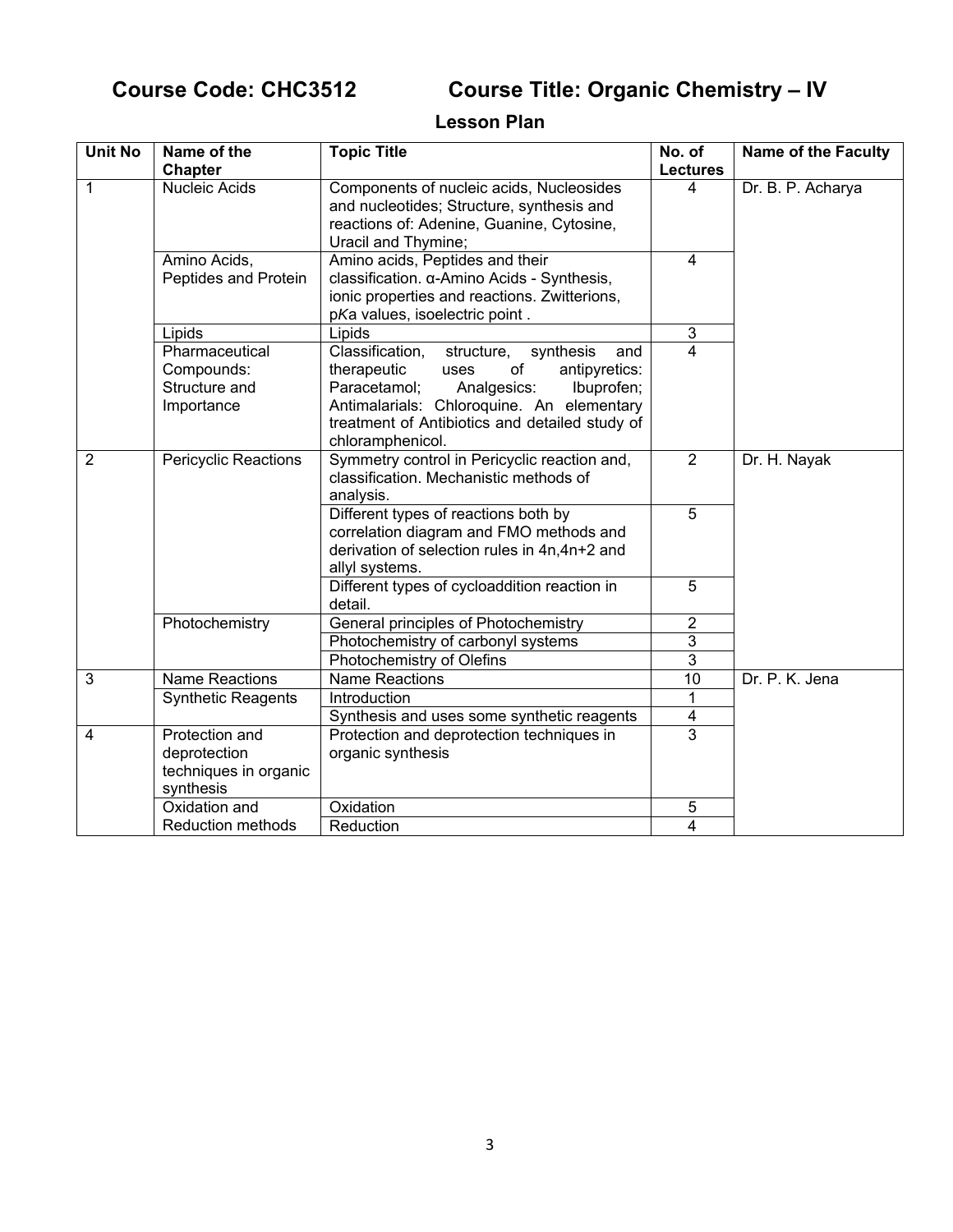**Course Code: CHC3512 Course Title: Organic Chemistry – IV**

**Lesson Plan**

| Unit No | Name of the Chapter | Topic Title | No. of Lectures | Name of the Faculty |
|---|---|---|---|---|
| 1 | Nucleic Acids | Components of nucleic acids, Nucleosides and nucleotides; Structure, synthesis and reactions of: Adenine, Guanine, Cytosine, Uracil and Thymine; | 4 | Dr. B. P. Acharya |
| | Amino Acids, Peptides and Protein | Amino acids, Peptides and their classification. α-Amino Acids - Synthesis, ionic properties and reactions. Zwitterions, p*K*a values, isoelectric point . | 4 | |
| | Lipids | Lipids | 3 | |
| | Pharmaceutical Compounds: Structure and Importance | Classification, structure, synthesis and therapeutic uses of antipyretics: Paracetamol; Analgesics: Ibuprofen; Antimalarials: Chloroquine. An elementary treatment of Antibiotics and detailed study of chloramphenicol. | 4 | |
| 2 | Pericyclic Reactions | Symmetry control in Pericyclic reaction and, classification. Mechanistic methods of analysis. | 2 | Dr. H. Nayak |
| | | Different types of reactions both by correlation diagram and FMO methods and derivation of selection rules in 4n,4n+2 and allyl systems. | 5 | |
| | | Different types of cycloaddition reaction in detail. | 5 | |
| | Photochemistry | General principles of Photochemistry | 2 | |
| | | Photochemistry of carbonyl systems | 3 | |
| | | Photochemistry of Olefins | 3 | |
| 3 | Name Reactions | Name Reactions | 10 | Dr. P. K. Jena |
| | Synthetic Reagents | Introduction | 1 | |
| | | Synthesis and uses some synthetic reagents | 4 | |
| 4 | Protection and deprotection techniques in organic synthesis | Protection and deprotection techniques in organic synthesis | 3 | |
| | Oxidation and Reduction methods | Oxidation | 5 | |
| | | Reduction | 4 | |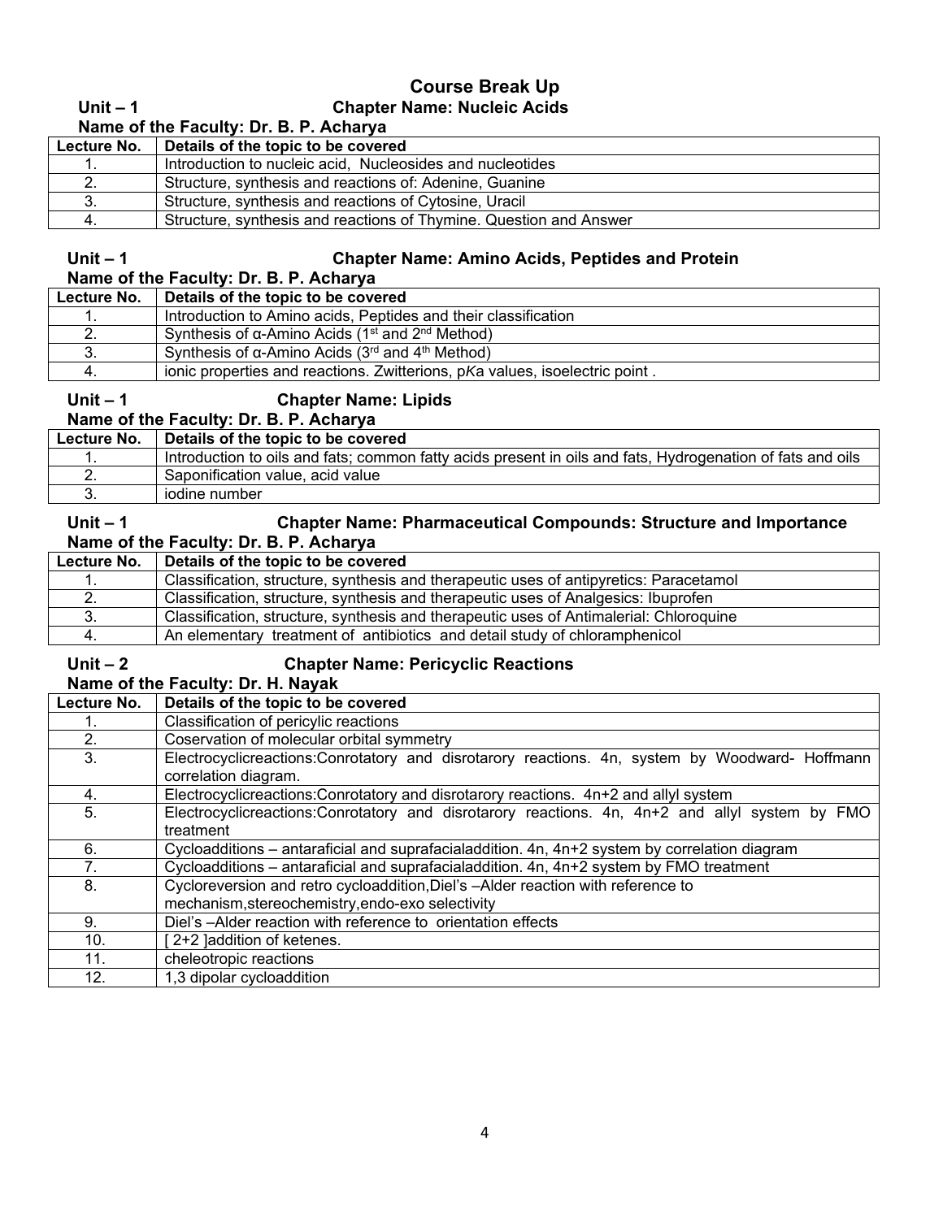# Course Break Up

**Unit – 1 Chapter Name: Nucleic Acids**

**Name of the Faculty: Dr. B. P. Acharya**

| Lecture No. | Details of the topic to be covered |
|---|---|
| 1. | Introduction to nucleic acid, Nucleosides and nucleotides |
| 2. | Structure, synthesis and reactions of: Adenine, Guanine |
| 3. | Structure, synthesis and reactions of Cytosine, Uracil |
| 4. | Structure, synthesis and reactions of Thymine. Question and Answer |

**Unit – 1 Chapter Name: Amino Acids, Peptides and Protein**

**Name of the Faculty: Dr. B. P. Acharya**

| Lecture No. | Details of the topic to be covered |
|---|---|
| 1. | Introduction to Amino acids, Peptides and their classification |
| 2. | Synthesis of α-Amino Acids (1st and 2nd Method) |
| 3. | Synthesis of α-Amino Acids (3rd and 4th Method) |
| 4. | ionic properties and reactions. Zwitterions, p*Ka* values, isoelectric point . |

**Unit – 1 Chapter Name: Lipids**

**Name of the Faculty: Dr. B. P. Acharya**

| Lecture No. | Details of the topic to be covered |
|---|---|
| 1. | Introduction to oils and fats; common fatty acids present in oils and fats, Hydrogenation of fats and oils |
| 2. | Saponification value, acid value |
| 3. | iodine number |

**Unit – 1 Chapter Name: Pharmaceutical Compounds: Structure and Importance**

**Name of the Faculty: Dr. B. P. Acharya**

| Lecture No. | Details of the topic to be covered |
|---|---|
| 1. | Classification, structure, synthesis and therapeutic uses of antipyretics: Paracetamol |
| 2. | Classification, structure, synthesis and therapeutic uses of Analgesics: Ibuprofen |
| 3. | Classification, structure, synthesis and therapeutic uses of Antimelarial: Chloroquine |
| 4. | An elementary treatment of antibiotics and detail study of chloramphenicol |

**Unit – 2 Chapter Name: Pericyclic Reactions**

**Name of the Faculty: Dr. H. Nayak**

| Lecture No. | Details of the topic to be covered |
|---|---|
| 1. | Classification of pericylic reactions |
| 2. | Coservation of molecular orbital symmetry |
| 3. | Electrocyclicreactions:Conrotatory and disrotarory reactions. 4n, system by Woodward- Hoffmann correlation diagram. |
| 4. | Electrocyclicreactions:Conrotatory and disrotarory reactions. 4n+2 and allyl system |
| 5. | Electrocyclicreactions:Conrotatory and disrotarory reactions. 4n, 4n+2 and allyl system by FMO treatment |
| 6. | Cycloadditions – antaraficial and suprafacialaddition. 4n, 4n+2 system by correlation diagram |
| 7. | Cycloadditions – antaraficial and suprafacialaddition. 4n, 4n+2 system by FMO treatment |
| 8. | Cycloreversion and retro cycloaddition,Diel's –Alder reaction with reference to mechanism,stereochemistry,endo-exo selectivity |
| 9. | Diel's –Alder reaction with reference to orientation effects |
| 10. | [ 2+2 ]addition of ketenes. |
| 11. | cheleotropic reactions |
| 12. | 1,3 dipolar cycloaddition |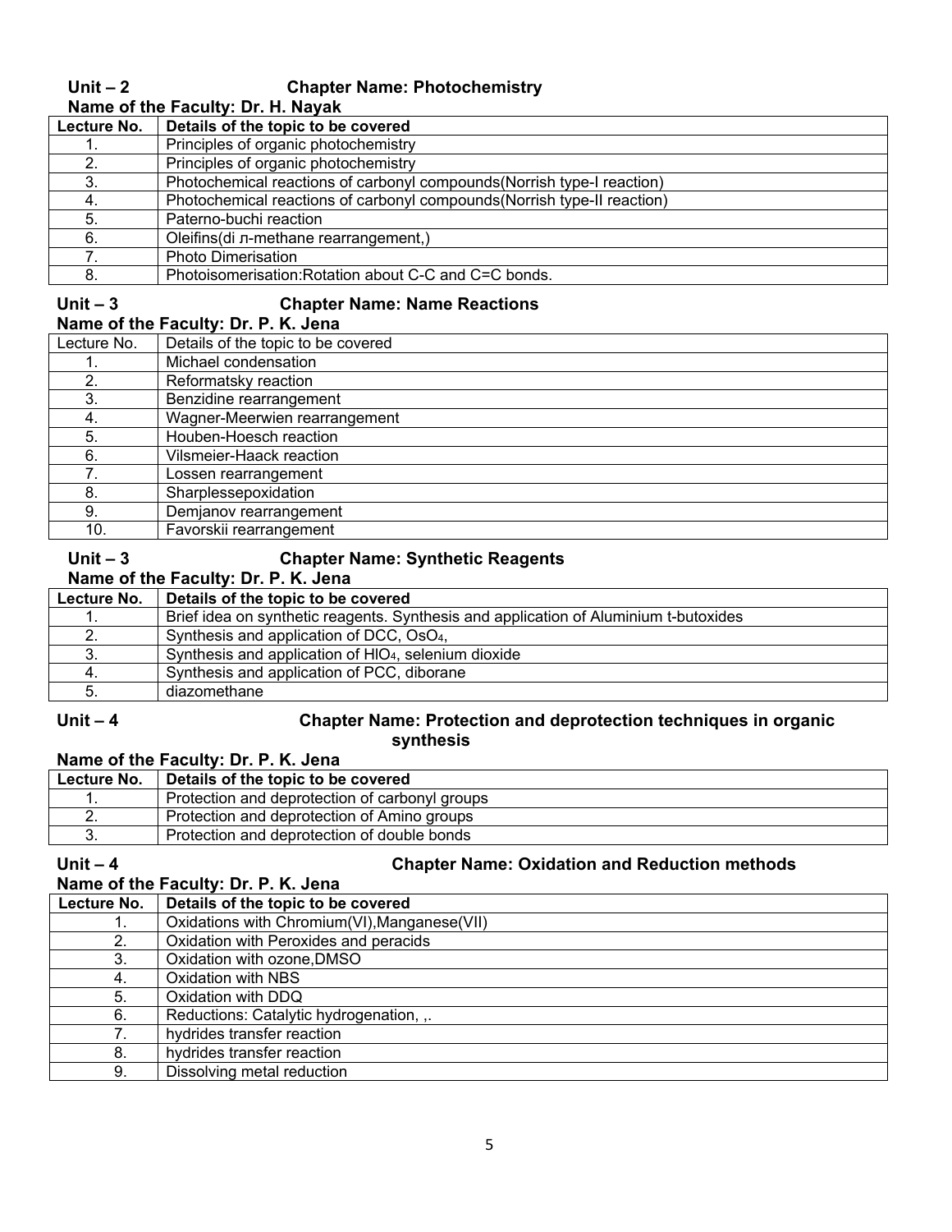**Unit – 2** **Chapter Name: Photochemistry**

**Name of the Faculty: Dr. H. Nayak**

| Lecture No. | Details of the topic to be covered |
|---|---|
| 1. | Principles of organic photochemistry |
| 2. | Principles of organic photochemistry |
| 3. | Photochemical reactions of carbonyl compounds(Norrish type-I reaction) |
| 4. | Photochemical reactions of carbonyl compounds(Norrish type-II reaction) |
| 5. | Paterno-buchi reaction |
| 6. | Oleifins(di л-methane rearrangement,) |
| 7. | Photo Dimerisation |
| 8. | Photoisomerisation:Rotation about C-C and C=C bonds. |

**Unit – 3** **Chapter Name: Name Reactions**

**Name of the Faculty: Dr. P. K. Jena**

| Lecture No. | Details of the topic to be covered |
|---|---|
| 1. | Michael condensation |
| 2. | Reformatsky reaction |
| 3. | Benzidine rearrangement |
| 4. | Wagner-Meerwien rearrangement |
| 5. | Houben-Hoesch reaction |
| 6. | Vilsmeier-Haack reaction |
| 7. | Lossen rearrangement |
| 8. | Sharplessepoxidation |
| 9. | Demjanov rearrangement |
| 10. | Favorskii rearrangement |

**Unit – 3** **Chapter Name: Synthetic Reagents**

**Name of the Faculty: Dr. P. K. Jena**

| Lecture No. | Details of the topic to be covered |
|---|---|
| 1. | Brief idea on synthetic reagents. Synthesis and application of Aluminium t-butoxides |
| 2. | Synthesis and application of DCC, $OsO_4$, |
| 3. | Synthesis and application of $HIO_4$, selenium dioxide |
| 4. | Synthesis and application of PCC, diborane |
| 5. | diazomethane |

**Unit – 4** **Chapter Name: Protection and deprotection techniques in organic synthesis**

**Name of the Faculty: Dr. P. K. Jena**

| Lecture No. | Details of the topic to be covered |
|---|---|
| 1. | Protection and deprotection of carbonyl groups |
| 2. | Protection and deprotection of Amino groups |
| 3. | Protection and deprotection of double bonds |

**Unit – 4** **Chapter Name: Oxidation and Reduction methods**

**Name of the Faculty: Dr. P. K. Jena**

| Lecture No. | Details of the topic to be covered |
|---|---|
| 1. | Oxidations with Chromium(VI),Manganese(VII) |
| 2. | Oxidation with Peroxides and peracids |
| 3. | Oxidation with ozone,DMSO |
| 4. | Oxidation with NBS |
| 5. | Oxidation with DDQ |
| 6. | Reductions: Catalytic hydrogenation, ,. |
| 7. | hydrides transfer reaction |
| 8. | hydrides transfer reaction |
| 9. | Dissolving metal reduction |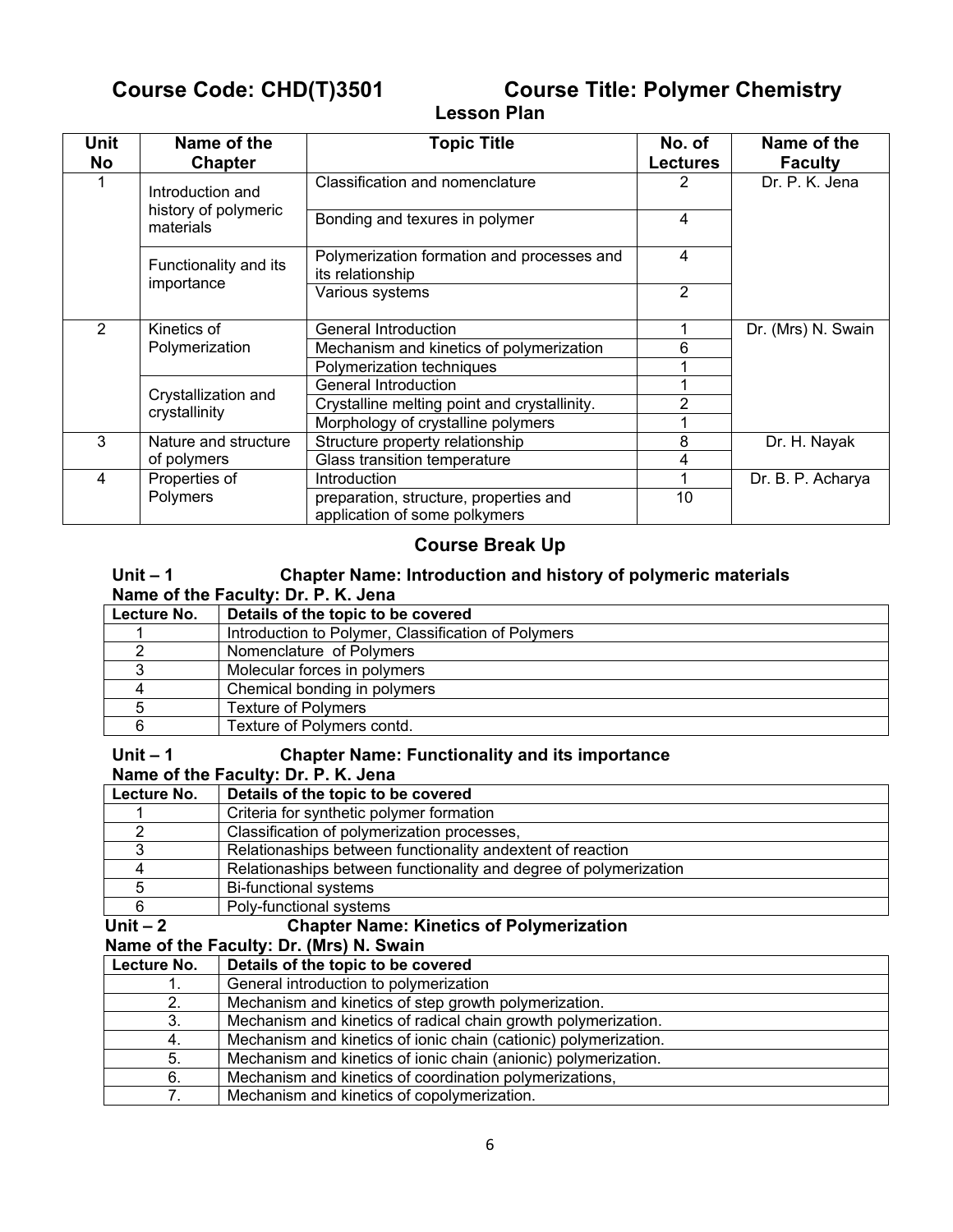# Course Code: CHD(T)3501 Course Title: Polymer Chemistry

## Lesson Plan

| Unit No | Name of the Chapter | Topic Title | No. of Lectures | Name of the Faculty |
|---|---|---|---|---|
| 1 | Introduction and history of polymeric materials | Classification and nomenclature | 2 | Dr. P. K. Jena |
| | | Bonding and texures in polymer | 4 | |
| | Functionality and its importance | Polymerization formation and processes and its relationship | 4 | |
| | | Various systems | 2 | |
| 2 | Kinetics of Polymerization | General Introduction | 1 | Dr. (Mrs) N. Swain |
| | | Mechanism and kinetics of polymerization | 6 | |
| | | Polymerization techniques | 1 | |
| | Crystallization and crystallinity | General Introduction | 1 | |
| | | Crystalline melting point and crystallinity. | 2 | |
| | | Morphology of crystalline polymers | 1 | |
| 3 | Nature and structure of polymers | Structure property relationship | 8 | Dr. H. Nayak |
| | | Glass transition temperature | 4 | |
| 4 | Properties of Polymers | Introduction | 1 | Dr. B. P. Acharya |
| | | preparation, structure, properties and application of some polkymers | 10 | |

## Course Break Up

### Unit – 1 Chapter Name: Introduction and history of polymeric materials

**Name of the Faculty: Dr. P. K. Jena**

| Lecture No. | Details of the topic to be covered |
|---|---|
| 1 | Introduction to Polymer, Classification of Polymers |
| 2 | Nomenclature of Polymers |
| 3 | Molecular forces in polymers |
| 4 | Chemical bonding in polymers |
| 5 | Texture of Polymers |
| 6 | Texture of Polymers contd. |

### Unit – 1 Chapter Name: Functionality and its importance

**Name of the Faculty: Dr. P. K. Jena**

| Lecture No. | Details of the topic to be covered |
|---|---|
| 1 | Criteria for synthetic polymer formation |
| 2 | Classification of polymerization processes, |
| 3 | Relationaships between functionality andextent of reaction |
| 4 | Relationaships between functionality and degree of polymerization |
| 5 | Bi-functional systems |
| 6 | Poly-functional systems |

### Unit – 2 Chapter Name: Kinetics of Polymerization

**Name of the Faculty: Dr. (Mrs) N. Swain**

| Lecture No. | Details of the topic to be covered |
|---|---|
| 1. | General introduction to polymerization |
| 2. | Mechanism and kinetics of step growth polymerization. |
| 3. | Mechanism and kinetics of radical chain growth polymerization. |
| 4. | Mechanism and kinetics of ionic chain (cationic) polymerization. |
| 5. | Mechanism and kinetics of ionic chain (anionic) polymerization. |
| 6. | Mechanism and kinetics of coordination polymerizations, |
| 7. | Mechanism and kinetics of copolymerization. |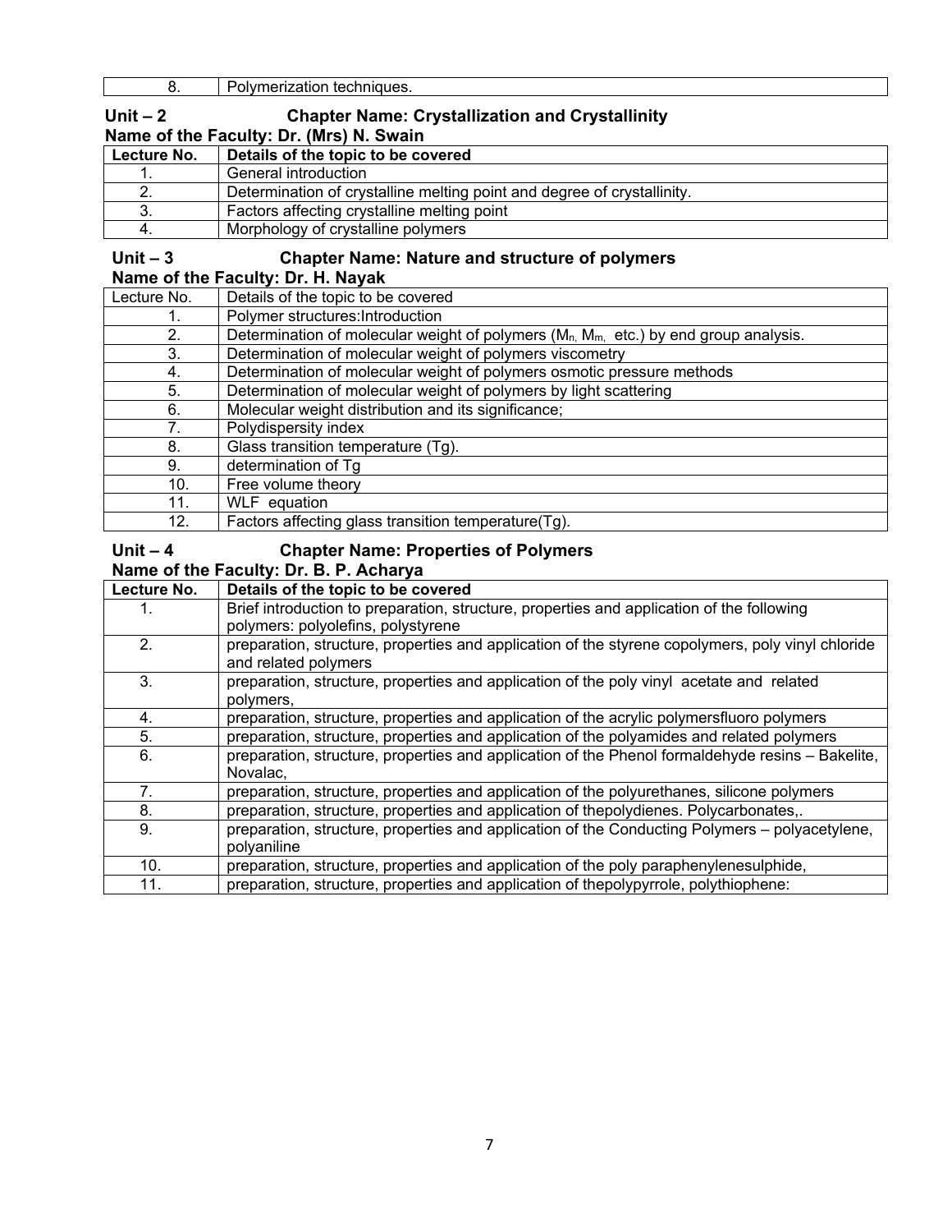| 8. | Polymerization techniques. |
|---|---|

**Unit – 2 Chapter Name: Crystallization and Crystallinity**

**Name of the Faculty: Dr. (Mrs) N. Swain**

| Lecture No. | Details of the topic to be covered |
|---|---|
| 1. | General introduction |
| 2. | Determination of crystalline melting point and degree of crystallinity. |
| 3. | Factors affecting crystalline melting point |
| 4. | Morphology of crystalline polymers |

**Unit – 3 Chapter Name: Nature and structure of polymers**

**Name of the Faculty: Dr. H. Nayak**

| Lecture No. | Details of the topic to be covered |
|---|---|
| 1. | Polymer structures:Introduction |
| 2. | Determination of molecular weight of polymers ($M_n$, $M_m$, etc.) by end group analysis. |
| 3. | Determination of molecular weight of polymers viscometry |
| 4. | Determination of molecular weight of polymers osmotic pressure methods |
| 5. | Determination of molecular weight of polymers by light scattering |
| 6. | Molecular weight distribution and its significance; |
| 7. | Polydispersity index |
| 8. | Glass transition temperature (Tg). |
| 9. | determination of Tg |
| 10. | Free volume theory |
| 11. | WLF equation |
| 12. | Factors affecting glass transition temperature(Tg). |

**Unit – 4 Chapter Name: Properties of Polymers**

**Name of the Faculty: Dr. B. P. Acharya**

| Lecture No. | Details of the topic to be covered |
|---|---|
| 1. | Brief introduction to preparation, structure, properties and application of the following polymers: polyolefins, polystyrene |
| 2. | preparation, structure, properties and application of the styrene copolymers, poly vinyl chloride and related polymers |
| 3. | preparation, structure, properties and application of the poly vinyl acetate and related polymers, |
| 4. | preparation, structure, properties and application of the acrylic polymersfluoro polymers |
| 5. | preparation, structure, properties and application of the polyamides and related polymers |
| 6. | preparation, structure, properties and application of the Phenol formaldehyde resins – Bakelite, Novalac, |
| 7. | preparation, structure, properties and application of the polyurethanes, silicone polymers |
| 8. | preparation, structure, properties and application of thepolydienes. Polycarbonates,. |
| 9. | preparation, structure, properties and application of the Conducting Polymers – polyacetylene, polyaniline |
| 10. | preparation, structure, properties and application of the poly paraphenylenesulphide, |
| 11. | preparation, structure, properties and application of thepolypyrrole, polythiophene: |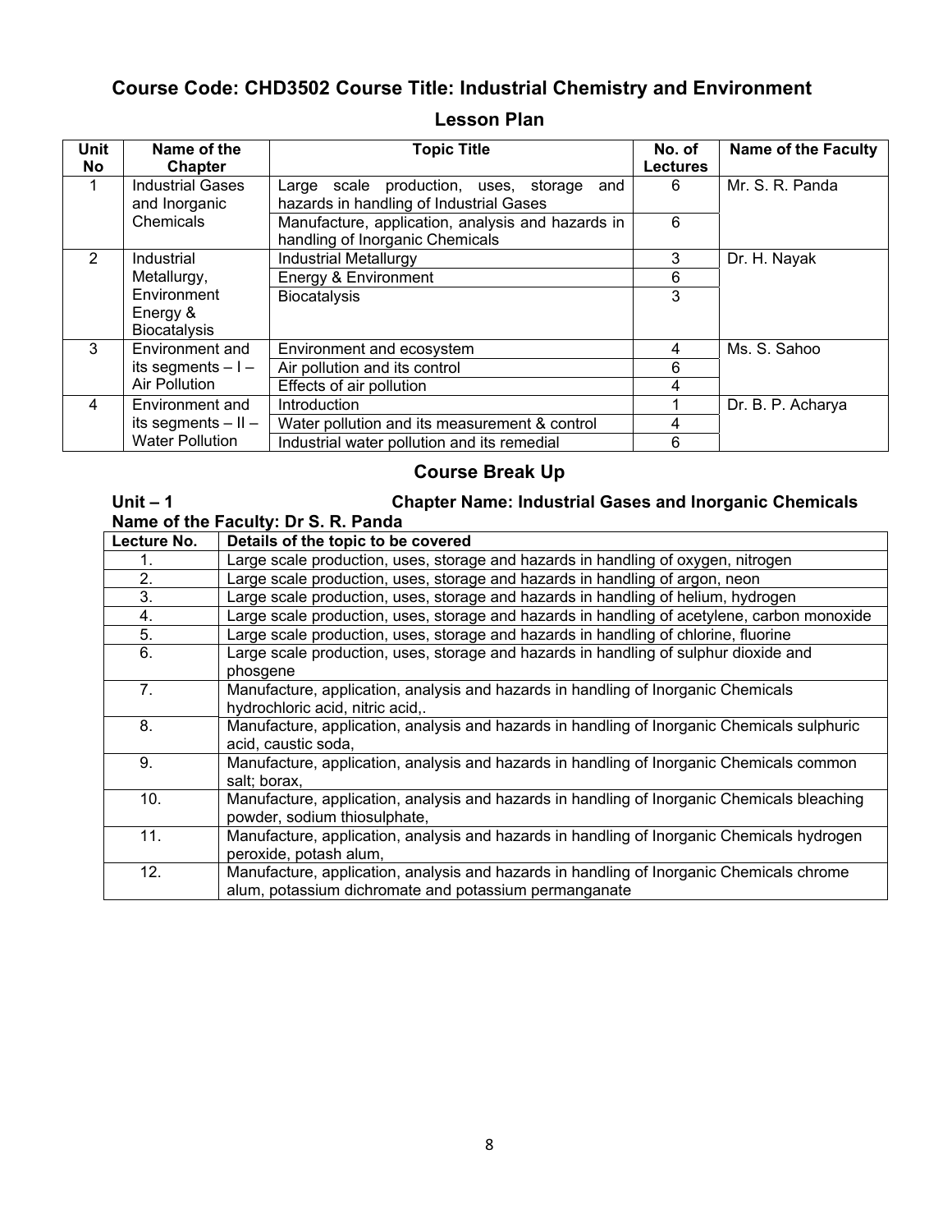## Course Code: CHD3502 Course Title: Industrial Chemistry and Environment

### Lesson Plan

| Unit No | Name of the Chapter | Topic Title | No. of Lectures | Name of the Faculty |
|---|---|---|---|---|
| 1 | Industrial Gases and Inorganic Chemicals | Large scale production, uses, storage and hazards in handling of Industrial Gases | 6 | Mr. S. R. Panda |
| | | Manufacture, application, analysis and hazards in handling of Inorganic Chemicals | 6 | |
| 2 | Industrial Metallurgy, Environment Energy & Biocatalysis | Industrial Metallurgy | 3 | Dr. H. Nayak |
| | | Energy & Environment | 6 | |
| | | Biocatalysis | 3 | |
| 3 | Environment and its segments – I – Air Pollution | Environment and ecosystem | 4 | Ms. S. Sahoo |
| | | Air pollution and its control | 6 | |
| | | Effects of air pollution | 4 | |
| 4 | Environment and its segments – II – Water Pollution | Introduction | 1 | Dr. B. P. Acharya |
| | | Water pollution and its measurement & control | 4 | |
| | | Industrial water pollution and its remedial | 6 | |

### Course Break Up

**Unit – 1** **Chapter Name: Industrial Gases and Inorganic Chemicals**

**Name of the Faculty: Dr S. R. Panda**

| Lecture No. | Details of the topic to be covered |
|---|---|
| 1. | Large scale production, uses, storage and hazards in handling of oxygen, nitrogen |
| 2. | Large scale production, uses, storage and hazards in handling of argon, neon |
| 3. | Large scale production, uses, storage and hazards in handling of helium, hydrogen |
| 4. | Large scale production, uses, storage and hazards in handling of acetylene, carbon monoxide |
| 5. | Large scale production, uses, storage and hazards in handling of chlorine, fluorine |
| 6. | Large scale production, uses, storage and hazards in handling of sulphur dioxide and phosgene |
| 7. | Manufacture, application, analysis and hazards in handling of Inorganic Chemicals hydrochloric acid, nitric acid,. |
| 8. | Manufacture, application, analysis and hazards in handling of Inorganic Chemicals sulphuric acid, caustic soda, |
| 9. | Manufacture, application, analysis and hazards in handling of Inorganic Chemicals common salt; borax, |
| 10. | Manufacture, application, analysis and hazards in handling of Inorganic Chemicals bleaching powder, sodium thiosulphate, |
| 11. | Manufacture, application, analysis and hazards in handling of Inorganic Chemicals hydrogen peroxide, potash alum, |
| 12. | Manufacture, application, analysis and hazards in handling of Inorganic Chemicals chrome alum, potassium dichromate and potassium permanganate |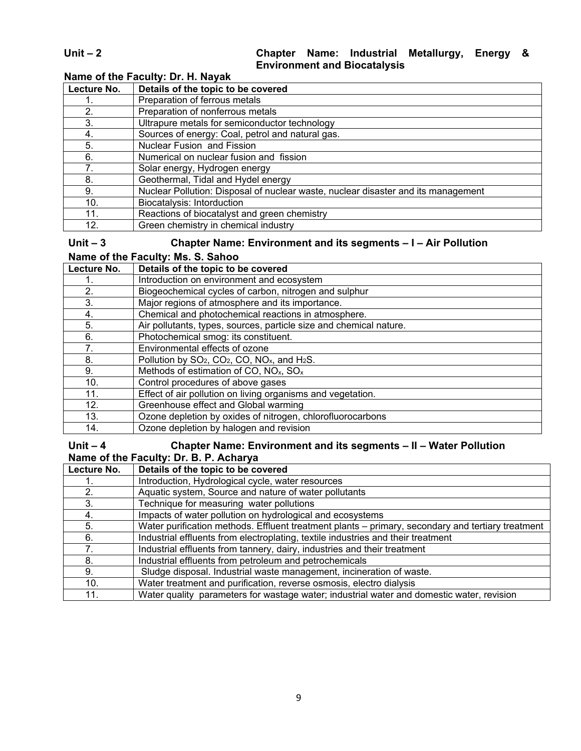**Unit – 2** **Chapter Name: Industrial Metallurgy, Energy & Environment and Biocatalysis**

**Name of the Faculty: Dr. H. Nayak**

| Lecture No. | Details of the topic to be covered |
|---|---|
| 1. | Preparation of ferrous metals |
| 2. | Preparation of nonferrous metals |
| 3. | Ultrapure metals for semiconductor technology |
| 4. | Sources of energy: Coal, petrol and natural gas. |
| 5. | Nuclear Fusion and Fission |
| 6. | Numerical on nuclear fusion and fission |
| 7. | Solar energy, Hydrogen energy |
| 8. | Geothermal, Tidal and Hydel energy |
| 9. | Nuclear Pollution: Disposal of nuclear waste, nuclear disaster and its management |
| 10. | Biocatalysis: Intorduction |
| 11. | Reactions of biocatalyst and green chemistry |
| 12. | Green chemistry in chemical industry |

**Unit – 3** **Chapter Name: Environment and its segments – I – Air Pollution**

**Name of the Faculty: Ms. S. Sahoo**

| Lecture No. | Details of the topic to be covered |
|---|---|
| 1. | Introduction on environment and ecosystem |
| 2. | Biogeochemical cycles of carbon, nitrogen and sulphur |
| 3. | Major regions of atmosphere and its importance. |
| 4. | Chemical and photochemical reactions in atmosphere. |
| 5. | Air pollutants, types, sources, particle size and chemical nature. |
| 6. | Photochemical smog: its constituent. |
| 7. | Environmental effects of ozone |
| 8. | Pollution by $SO_2$, $CO_2$, CO, $NO_x$, and $H_2S$. |
| 9. | Methods of estimation of CO, $NO_x$, $SO_x$ |
| 10. | Control procedures of above gases |
| 11. | Effect of air pollution on living organisms and vegetation. |
| 12. | Greenhouse effect and Global warming |
| 13. | Ozone depletion by oxides of nitrogen, chlorofluorocarbons |
| 14. | Ozone depletion by halogen and revision |

**Unit – 4** **Chapter Name: Environment and its segments – II – Water Pollution**

**Name of the Faculty: Dr. B. P. Acharya**

| Lecture No. | Details of the topic to be covered |
|---|---|
| 1. | Introduction, Hydrological cycle, water resources |
| 2. | Aquatic system, Source and nature of water pollutants |
| 3. | Technique for measuring water pollutions |
| 4. | Impacts of water pollution on hydrological and ecosystems |
| 5. | Water purification methods. Effluent treatment plants – primary, secondary and tertiary treatment |
| 6. | Industrial effluents from electroplating, textile industries and their treatment |
| 7. | Industrial effluents from tannery, dairy, industries and their treatment |
| 8. | Industrial effluents from petroleum and petrochemicals |
| 9. | Sludge disposal. Industrial waste management, incineration of waste. |
| 10. | Water treatment and purification, reverse osmosis, electro dialysis |
| 11. | Water quality parameters for wastage water; industrial water and domestic water, revision |